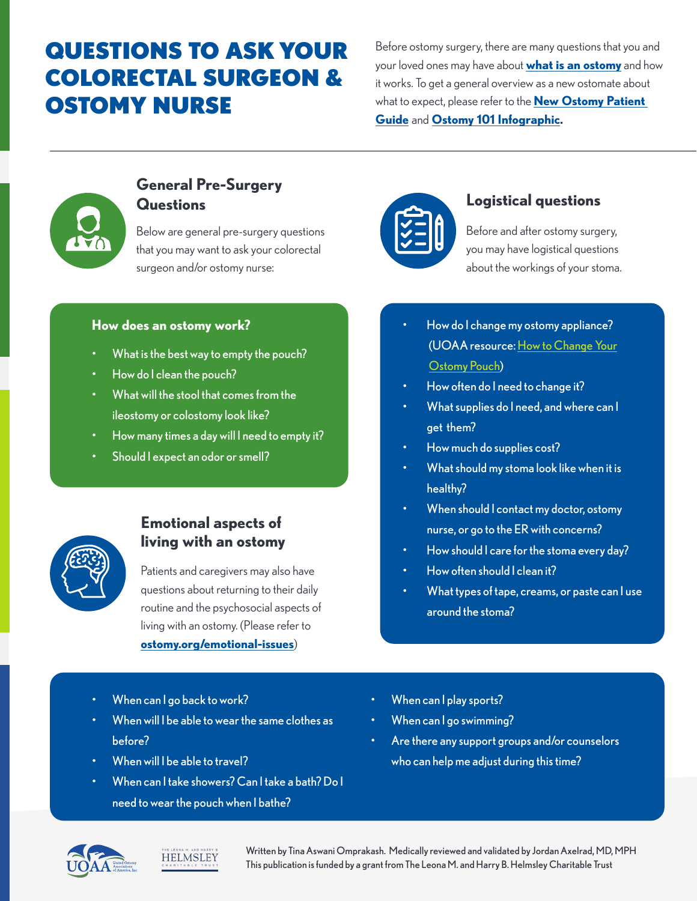# QUESTIONS TO ASK YOUR COLORECTAL SURGEON & OSTOMY NURSE

Before ostomy surgery, there are many questions that you and your loved ones may have about **what is an ostomy** and how it works. To get a general overview as a new ostomate about what to expect, please refer to the **New Ostomy Patient Guide** and **Ostomy 101 Infographic**.

## General Pre-Surgery Questions

Below are general pre-surgery questions that you may want to ask your colorectal surgeon and/or ostomy nurse:

**How does an ostomy work?**

- What is the best way to empty the pouch?
- How do I clean the pouch?
- What will the stool that comes from the ileostomy or colostomy look like?
- How many times a day will I need to empty it?
- Should I expect an odor or smell?

## Logistical questions

Before and after ostomy surgery, you may have logistical questions about the workings of your stoma.

- How do I change my ostomy appliance? (UOAA resource: How to Change Your Ostomy Pouch)
- How often do I need to change it?
- What supplies do I need, and where can I get them?
- How much do supplies cost?
- What should my stoma look like when it is healthy?
- When should I contact my doctor, ostomy nurse, or go to the ER with concerns?
- How should I care for the stoma every day?
- How often should I clean it?
- What types of tape, creams, or paste can I use around the stoma?

## Emotional aspects of living with an ostomy

Patients and caregivers may also have questions about returning to their daily routine and the psychosocial aspects of living with an ostomy. (Please refer to **ostomy.org/emotional-issues**)

- When can I go back to work?
- When will I be able to wear the same clothes as before?
- When will I be able to travel?
- When can I take showers? Can I take a bath? Do I need to wear the pouch when I bathe?
- When can I play sports?
- When can I go swimming?
- Are there any support groups and/or counselors who can help me adjust during this time?

Written by Tina Aswani Omprakash. Medically reviewed and validated by Jordan Axelrad, MD, MPH
This publication is funded by a grant from The Leona M. and Harry B. Helmsley Charitable Trust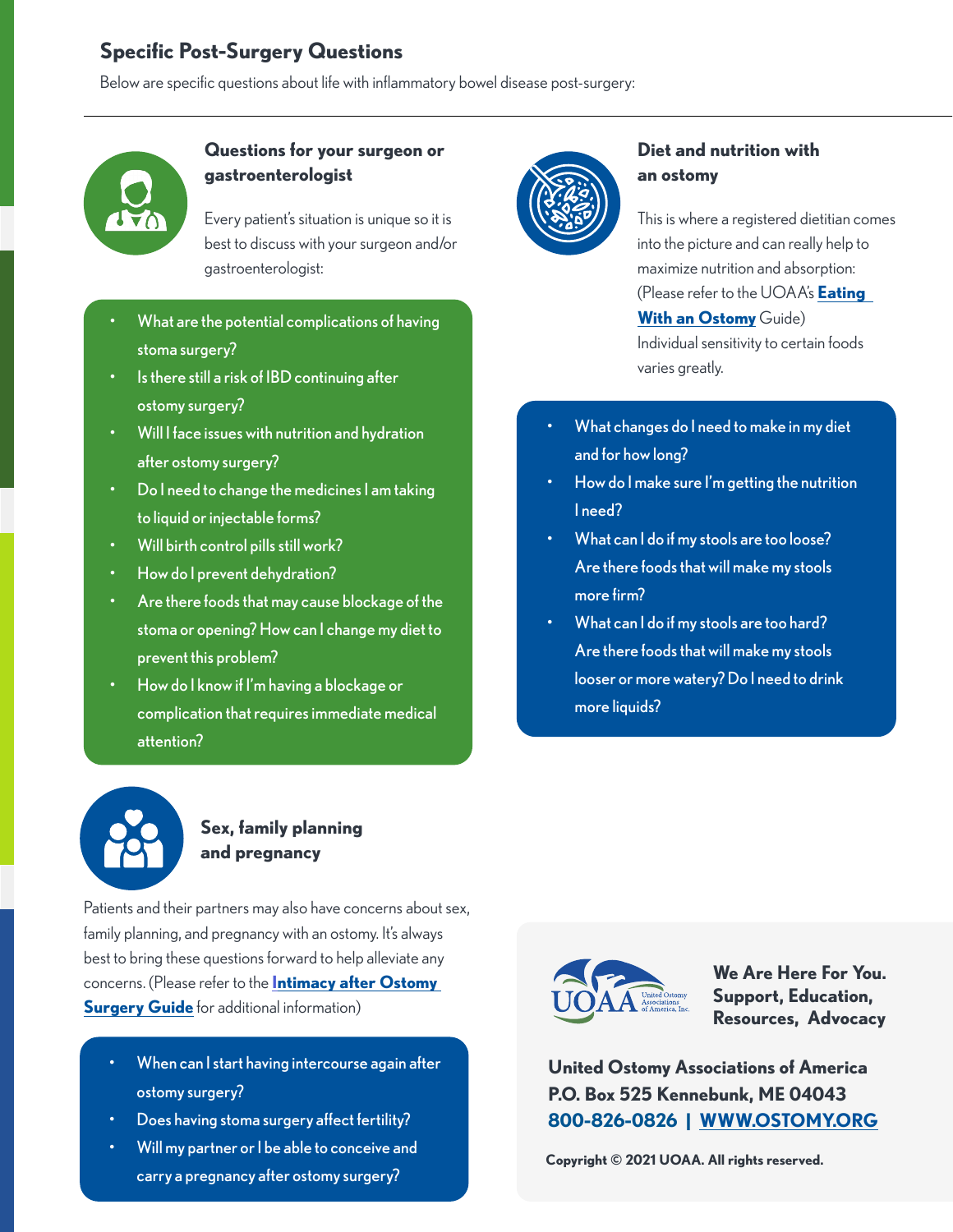## Specific Post-Surgery Questions

Below are specific questions about life with inflammatory bowel disease post-surgery:

### Questions for your surgeon or gastroenterologist

Every patient's situation is unique so it is best to discuss with your surgeon and/or gastroenterologist:

- What are the potential complications of having stoma surgery?
- Is there still a risk of IBD continuing after ostomy surgery?
- Will I face issues with nutrition and hydration after ostomy surgery?
- Do I need to change the medicines I am taking to liquid or injectable forms?
- Will birth control pills still work?
- How do I prevent dehydration?
- Are there foods that may cause blockage of the stoma or opening? How can I change my diet to prevent this problem?
- How do I know if I'm having a blockage or complication that requires immediate medical attention?

### Diet and nutrition with an ostomy

This is where a registered dietitian comes into the picture and can really help to maximize nutrition and absorption: (Please refer to the UOAA's **Eating With an Ostomy** Guide) Individual sensitivity to certain foods varies greatly.

- What changes do I need to make in my diet and for how long?
- How do I make sure I'm getting the nutrition I need?
- What can I do if my stools are too loose? Are there foods that will make my stools more firm?
- What can I do if my stools are too hard? Are there foods that will make my stools looser or more watery? Do I need to drink more liquids?

### Sex, family planning and pregnancy

Patients and their partners may also have concerns about sex, family planning, and pregnancy with an ostomy. It's always best to bring these questions forward to help alleviate any concerns. (Please refer to the **Intimacy after Ostomy Surgery Guide** for additional information)

- When can I start having intercourse again after ostomy surgery?
- Does having stoma surgery affect fertility?
- Will my partner or I be able to conceive and carry a pregnancy after ostomy surgery?

**We Are Here For You. Support, Education, Resources, Advocacy**

**United Ostomy Associations of America**
**P.O. Box 525 Kennebunk, ME 04043**
**800-826-0826 | WWW.OSTOMY.ORG**

**Copyright © 2021 UOAA. All rights reserved.**